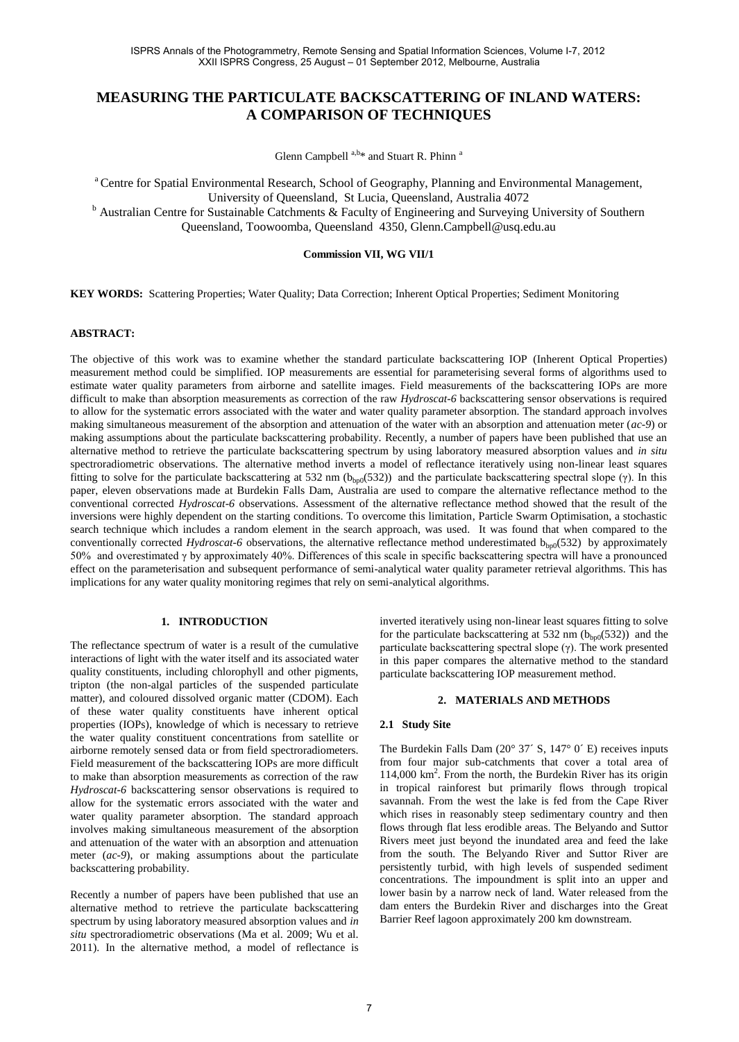# MEASURING THE PARTICULATE BACKSCATTERING OF INLAND WATERS: A COMPARISON OF TECHNIQUES

Glenn Campbell [a,b]* and Stuart R. Phinn [a]

[a] Centre for Spatial Environmental Research, School of Geography, Planning and Environmental Management, University of Queensland, St Lucia, Queensland, Australia 4072

[b] Australian Centre for Sustainable Catchments & Faculty of Engineering and Surveying University of Southern Queensland, Toowoomba, Queensland 4350, Glenn.Campbell@usq.edu.au

**Commission VII, WG VII/1**

**KEY WORDS:** Scattering Properties; Water Quality; Data Correction; Inherent Optical Properties; Sediment Monitoring

## ABSTRACT:

The objective of this work was to examine whether the standard particulate backscattering IOP (Inherent Optical Properties) measurement method could be simplified. IOP measurements are essential for parameterising several forms of algorithms used to estimate water quality parameters from airborne and satellite images. Field measurements of the backscattering IOPs are more difficult to make than absorption measurements as correction of the raw *Hydroscat-6* backscattering sensor observations is required to allow for the systematic errors associated with the water and water quality parameter absorption. The standard approach involves making simultaneous measurement of the absorption and attenuation of the water with an absorption and attenuation meter (*ac-9*) or making assumptions about the particulate backscattering probability. Recently, a number of papers have been published that use an alternative method to retrieve the particulate backscattering spectrum by using laboratory measured absorption values and *in situ* spectroradiometric observations. The alternative method inverts a model of reflectance iteratively using non-linear least squares fitting to solve for the particulate backscattering at 532 nm ($b_{bp0}(532)$) and the particulate backscattering spectral slope ($\gamma$). In this paper, eleven observations made at Burdekin Falls Dam, Australia are used to compare the alternative reflectance method to the conventional corrected *Hydroscat-6* observations. Assessment of the alternative reflectance method showed that the result of the inversions were highly dependent on the starting conditions. To overcome this limitation, Particle Swarm Optimisation, a stochastic search technique which includes a random element in the search approach, was used. It was found that when compared to the conventionally corrected *Hydroscat-6* observations, the alternative reflectance method underestimated $b_{bp0}(532)$ by approximately 50% and overestimated $\gamma$ by approximately 40%. Differences of this scale in specific backscattering spectra will have a pronounced effect on the parameterisation and subsequent performance of semi-analytical water quality parameter retrieval algorithms. This has implications for any water quality monitoring regimes that rely on semi-analytical algorithms.

## 1. INTRODUCTION

The reflectance spectrum of water is a result of the cumulative interactions of light with the water itself and its associated water quality constituents, including chlorophyll and other pigments, tripton (the non-algal particles of the suspended particulate matter), and coloured dissolved organic matter (CDOM). Each of these water quality constituents have inherent optical properties (IOPs), knowledge of which is necessary to retrieve the water quality constituent concentrations from satellite or airborne remotely sensed data or from field spectroradiometers. Field measurement of the backscattering IOPs are more difficult to make than absorption measurements as correction of the raw *Hydroscat-6* backscattering sensor observations is required to allow for the systematic errors associated with the water and water quality parameter absorption. The standard approach involves making simultaneous measurement of the absorption and attenuation of the water with an absorption and attenuation meter (*ac-9*), or making assumptions about the particulate backscattering probability.

Recently a number of papers have been published that use an alternative method to retrieve the particulate backscattering spectrum by using laboratory measured absorption values and *in situ* spectroradiometric observations (Ma et al. 2009; Wu et al. 2011). In the alternative method, a model of reflectance is inverted iteratively using non-linear least squares fitting to solve for the particulate backscattering at 532 nm ($b_{bp0}(532)$) and the particulate backscattering spectral slope ($\gamma$). The work presented in this paper compares the alternative method to the standard particulate backscattering IOP measurement method.

## 2. MATERIALS AND METHODS

### 2.1 Study Site

The Burdekin Falls Dam (20° 37´ S, 147° 0´ E) receives inputs from four major sub-catchments that cover a total area of 114,000 km$^2$. From the north, the Burdekin River has its origin in tropical rainforest but primarily flows through tropical savannah. From the west the lake is fed from the Cape River which rises in reasonably steep sedimentary country and then flows through flat less erodible areas. The Belyando and Suttor Rivers meet just beyond the inundated area and feed the lake from the south. The Belyando River and Suttor River are persistently turbid, with high levels of suspended sediment concentrations. The impoundment is split into an upper and lower basin by a narrow neck of land. Water released from the dam enters the Burdekin River and discharges into the Great Barrier Reef lagoon approximately 200 km downstream.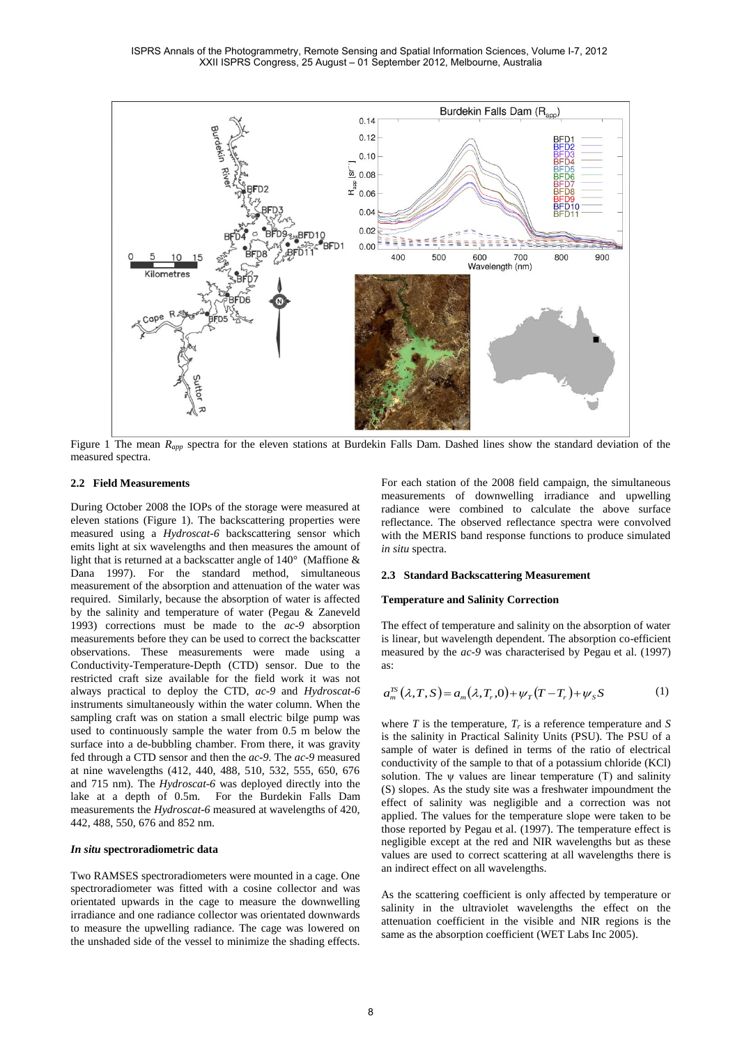Figure 1 The mean $R_{app}$ spectra for the eleven stations at Burdekin Falls Dam. Dashed lines show the standard deviation of the measured spectra.

### 2.2 Field Measurements

During October 2008 the IOPs of the storage were measured at eleven stations (Figure 1). The backscattering properties were measured using a *Hydroscat-6* backscattering sensor which emits light at six wavelengths and then measures the amount of light that is returned at a backscatter angle of 140° (Maffione & Dana 1997). For the standard method, simultaneous measurement of the absorption and attenuation of the water was required. Similarly, because the absorption of water is affected by the salinity and temperature of water (Pegau & Zaneveld 1993) corrections must be made to the *ac-9* absorption measurements before they can be used to correct the backscatter observations. These measurements were made using a Conductivity-Temperature-Depth (CTD) sensor. Due to the restricted craft size available for the field work it was not always practical to deploy the CTD, *ac-9* and *Hydroscat-6* instruments simultaneously within the water column. When the sampling craft was on station a small electric bilge pump was used to continuously sample the water from 0.5 m below the surface into a de-bubbling chamber. From there, it was gravity fed through a CTD sensor and then the *ac-9*. The *ac-9* measured at nine wavelengths (412, 440, 488, 510, 532, 555, 650, 676 and 715 nm). The *Hydroscat-6* was deployed directly into the lake at a depth of 0.5m. For the Burdekin Falls Dam measurements the *Hydroscat-6* measured at wavelengths of 420, 442, 488, 550, 676 and 852 nm.

#### *In situ* spectroradiometric data

Two RAMSES spectroradiometers were mounted in a cage. One spectroradiometer was fitted with a cosine collector and was orientated upwards in the cage to measure the downwelling irradiance and one radiance collector was orientated downwards to measure the upwelling radiance. The cage was lowered on the unshaded side of the vessel to minimize the shading effects.

For each station of the 2008 field campaign, the simultaneous measurements of downwelling irradiance and upwelling radiance were combined to calculate the above surface reflectance. The observed reflectance spectra were convolved with the MERIS band response functions to produce simulated *in situ* spectra.

### 2.3 Standard Backscattering Measurement

#### Temperature and Salinity Correction

The effect of temperature and salinity on the absorption of water is linear, but wavelength dependent. The absorption co-efficient measured by the *ac-9* was characterised by Pegau et al. (1997) as:

$$a_m^{TS}(\lambda, T, S) = a_m(\lambda, T_r, 0) + \psi_T(T - T_r) + \psi_S S \tag{1}$$

where $T$ is the temperature, $T_r$ is a reference temperature and $S$ is the salinity in Practical Salinity Units (PSU). The PSU of a sample of water is defined in terms of the ratio of electrical conductivity of the sample to that of a potassium chloride (KCl) solution. The $\psi$ values are linear temperature (T) and salinity (S) slopes. As the study site was a freshwater impoundment the effect of salinity was negligible and a correction was not applied. The values for the temperature slope were taken to be those reported by Pegau et al. (1997). The temperature effect is negligible except at the red and NIR wavelengths but as these values are used to correct scattering at all wavelengths there is an indirect effect on all wavelengths.

As the scattering coefficient is only affected by temperature or salinity in the ultraviolet wavelengths the effect on the attenuation coefficient in the visible and NIR regions is the same as the absorption coefficient (WET Labs Inc 2005).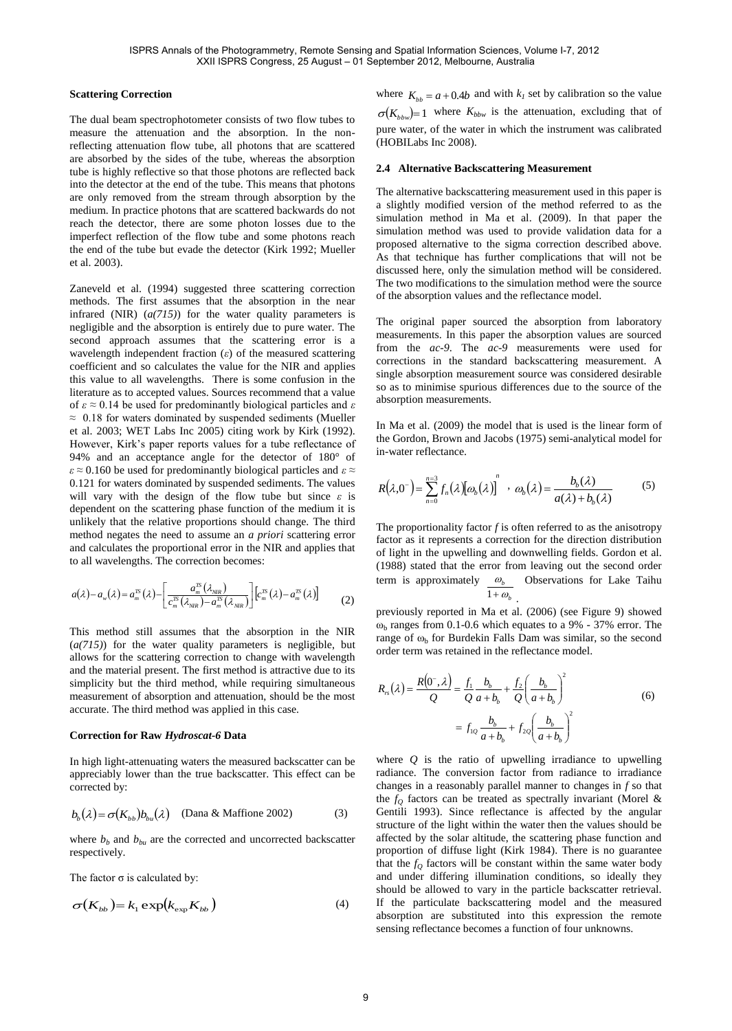**Scattering Correction**

The dual beam spectrophotometer consists of two flow tubes to measure the attenuation and the absorption. In the non-reflecting attenuation flow tube, all photons that are scattered are absorbed by the sides of the tube, whereas the absorption tube is highly reflective so that those photons are reflected back into the detector at the end of the tube. This means that photons are only removed from the stream through absorption by the medium. In practice photons that are scattered backwards do not reach the detector, there are some photon losses due to the imperfect reflection of the flow tube and some photons reach the end of the tube but evade the detector (Kirk 1992; Mueller et al. 2003).

Zaneveld et al. (1994) suggested three scattering correction methods. The first assumes that the absorption in the near infrared (NIR) (*a(715)*) for the water quality parameters is negligible and the absorption is entirely due to pure water. The second approach assumes that the scattering error is a wavelength independent fraction (*ε*) of the measured scattering coefficient and so calculates the value for the NIR and applies this value to all wavelengths. There is some confusion in the literature as to accepted values. Sources recommend that a value of $\varepsilon \approx 0.14$ be used for predominantly biological particles and $\varepsilon \approx 0.18$ for waters dominated by suspended sediments (Mueller et al. 2003; WET Labs Inc 2005) citing work by Kirk (1992). However, Kirk's paper reports values for a tube reflectance of 94% and an acceptance angle for the detector of 180° of $\varepsilon \approx 0.160$ be used for predominantly biological particles and $\varepsilon \approx 0.121$ for waters dominated by suspended sediments. The values will vary with the design of the flow tube but since *ε* is dependent on the scattering phase function of the medium it is unlikely that the relative proportions should change. The third method negates the need to assume an *a priori* scattering error and calculates the proportional error in the NIR and applies that to all wavelengths. The correction becomes:

$$a(\lambda)-a_w(\lambda)=a_m^{TS}(\lambda)-\left[\frac{a_m^{TS}(\lambda_{NIR})}{c_m^{TS}(\lambda_{NIR})-a_m^{TS}(\lambda_{NIR})}\right]\left[c_m^{TS}(\lambda)-a_m^{TS}(\lambda)\right] \tag{2}$$

This method still assumes that the absorption in the NIR (*a(715)*) for the water quality parameters is negligible, but allows for the scattering correction to change with wavelength and the material present. The first method is attractive due to its simplicity but the third method, while requiring simultaneous measurement of absorption and attenuation, should be the most accurate. The third method was applied in this case.

**Correction for Raw *Hydroscat-6* Data**

In high light-attenuating waters the measured backscatter can be appreciably lower than the true backscatter. This effect can be corrected by:

$$b_b(\lambda)=\sigma(K_{bb})b_{bu}(\lambda) \quad \text{(Dana \& Maffione 2002)} \tag{3}$$

where $b_b$ and $b_{bu}$ are the corrected and uncorrected backscatter respectively.

The factor σ is calculated by:

$$\sigma(K_{bb})=k_1\exp(k_{\exp}K_{bb}) \tag{4}$$

where $K_{bb}=a+0.4b$ and with $k_1$ set by calibration so the value $\sigma(K_{bbw})=1$ where $K_{bbw}$ is the attenuation, excluding that of pure water, of the water in which the instrument was calibrated (HOBILabs Inc 2008).

## 2.4 Alternative Backscattering Measurement

The alternative backscattering measurement used in this paper is a slightly modified version of the method referred to as the simulation method in Ma et al. (2009). In that paper the simulation method was used to provide validation data for a proposed alternative to the sigma correction described above. As that technique has further complications that will not be discussed here, only the simulation method will be considered. The two modifications to the simulation method were the source of the absorption values and the reflectance model.

The original paper sourced the absorption from laboratory measurements. In this paper the absorption values are sourced from the *ac-9*. The *ac-9* measurements were used for corrections in the standard backscattering measurement. A single absorption measurement source was considered desirable so as to minimise spurious differences due to the source of the absorption measurements.

In Ma et al. (2009) the model that is used is the linear form of the Gordon, Brown and Jacobs (1975) semi-analytical model for in-water reflectance.

$$R(\lambda,0^-)=\sum_{n=0}^{n=3}f_n(\lambda)[\omega_b(\lambda)]^n \;,\; \omega_b(\lambda)=\frac{b_b(\lambda)}{a(\lambda)+b_b(\lambda)} \tag{5}$$

The proportionality factor *f* is often referred to as the anisotropy factor as it represents a correction for the direction distribution of light in the upwelling and downwelling fields. Gordon et al. (1988) stated that the error from leaving out the second order term is approximately $\frac{\omega_b}{1+\omega_b}$. Observations for Lake Taihu previously reported in Ma et al. (2006) (see Figure 9) showed $\omega_b$ ranges from 0.1-0.6 which equates to a 9% - 37% error. The range of $\omega_b$ for Burdekin Falls Dam was similar, so the second order term was retained in the reflectance model.

$$\begin{aligned} R_{rs}(\lambda)=\frac{R(0^-,\lambda)}{Q}&=\frac{f_1}{Q}\frac{b_b}{a+b_b}+\frac{f_2}{Q}\left(\frac{b_b}{a+b_b}\right)^2 \\ &=f_{1Q}\frac{b_b}{a+b_b}+f_{2Q}\left(\frac{b_b}{a+b_b}\right)^2 \end{aligned} \tag{6}$$

where *Q* is the ratio of upwelling irradiance to upwelling radiance. The conversion factor from radiance to irradiance changes in a reasonably parallel manner to changes in *f* so that the $f_Q$ factors can be treated as spectrally invariant (Morel & Gentili 1993). Since reflectance is affected by the angular structure of the light within the water then the values should be affected by the solar altitude, the scattering phase function and proportion of diffuse light (Kirk 1984). There is no guarantee that the $f_Q$ factors will be constant within the same water body and under differing illumination conditions, so ideally they should be allowed to vary in the particle backscatter retrieval. If the particulate backscattering model and the measured absorption are substituted into this expression the remote sensing reflectance becomes a function of four unknowns.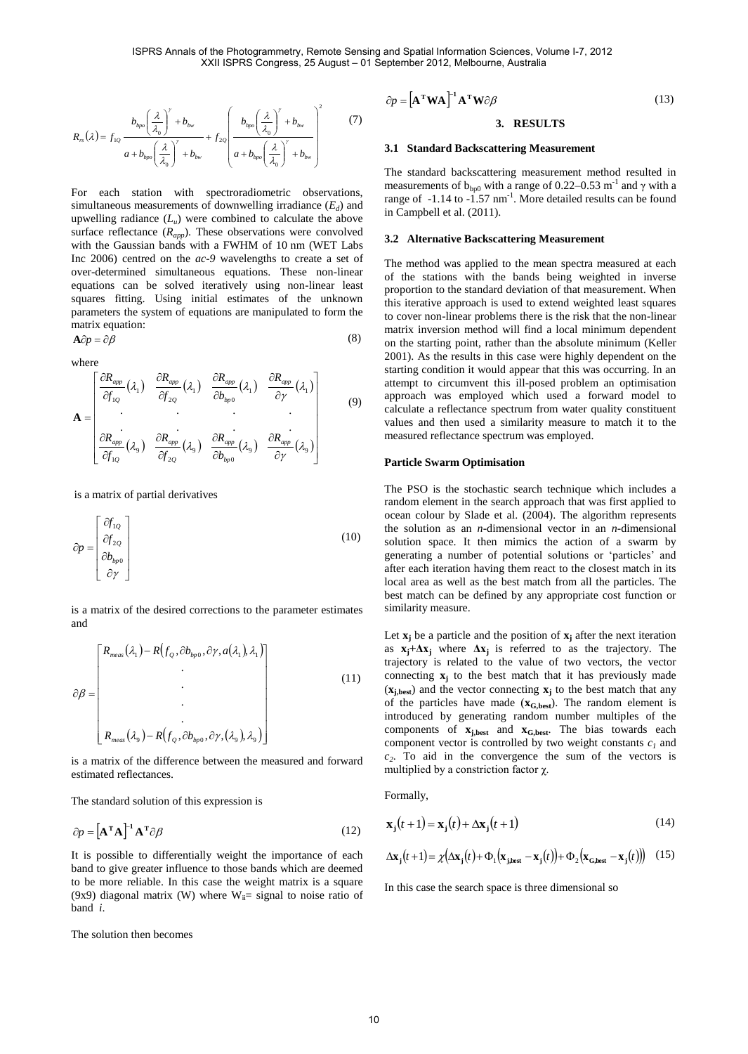$$R_{rs}(\lambda) = f_{1Q} \frac{b_{bpo}\left(\frac{\lambda}{\lambda_0}\right)^{\gamma} + b_{bw}}{a + b_{bpo}\left(\frac{\lambda}{\lambda_0}\right)^{\gamma} + b_{bw}} + f_{2Q}\left(\frac{b_{bpo}\left(\frac{\lambda}{\lambda_0}\right)^{\gamma} + b_{bw}}{a + b_{bpo}\left(\frac{\lambda}{\lambda_0}\right)^{\gamma} + b_{bw}}\right)^2 \tag{7}$$

For each station with spectroradiometric observations, simultaneous measurements of downwelling irradiance ($E_d$) and upwelling radiance ($L_u$) were combined to calculate the above surface reflectance ($R_{app}$). These observations were convolved with the Gaussian bands with a FWHM of 10 nm (WET Labs Inc 2006) centred on the *ac-9* wavelengths to create a set of over-determined simultaneous equations. These non-linear equations can be solved iteratively using non-linear least squares fitting. Using initial estimates of the unknown parameters the system of equations are manipulated to form the matrix equation:

$$\mathbf{A}\partial p = \partial \beta \tag{8}$$

where

$$\mathbf{A} = \begin{bmatrix} \frac{\partial R_{app}}{\partial f_{1Q}}(\lambda_1) & \frac{\partial R_{app}}{\partial f_{2Q}}(\lambda_1) & \frac{\partial R_{app}}{\partial b_{bp0}}(\lambda_1) & \frac{\partial R_{app}}{\partial \gamma}(\lambda_1) \\ \cdot & \cdot & \cdot & \cdot \\ \cdot & \cdot & \cdot & \cdot \\ \frac{\partial R_{app}}{\partial f_{1Q}}(\lambda_9) & \frac{\partial R_{app}}{\partial f_{2Q}}(\lambda_9) & \frac{\partial R_{app}}{\partial b_{bp0}}(\lambda_9) & \frac{\partial R_{app}}{\partial \gamma}(\lambda_9) \end{bmatrix} \tag{9}$$

is a matrix of partial derivatives

$$\partial p = \begin{bmatrix} \partial f_{1Q} \\ \partial f_{2Q} \\ \partial b_{bp0} \\ \partial \gamma \end{bmatrix} \tag{10}$$

is a matrix of the desired corrections to the parameter estimates and

$$\partial \beta = \begin{bmatrix} R_{meas}(\lambda_1) - R\left(f_Q, \partial b_{bp0}, \partial \gamma, a(\lambda_1), \lambda_1\right) \\ \cdot \\ \cdot \\ \cdot \\ \cdot \\ R_{meas}(\lambda_9) - R\left(f_Q, \partial b_{bp0}, \partial \gamma, (\lambda_9), \lambda_9\right) \end{bmatrix} \tag{11}$$

is a matrix of the difference between the measured and forward estimated reflectances.

The standard solution of this expression is

$$\partial p = \left[\mathbf{A}^{\mathbf{T}}\mathbf{A}\right]^{-1} \mathbf{A}^{\mathbf{T}} \partial \beta \tag{12}$$

It is possible to differentially weight the importance of each band to give greater influence to those bands which are deemed to be more reliable. In this case the weight matrix is a square (9x9) diagonal matrix (W) where $W_{ii}$= signal to noise ratio of band *i*.

The solution then becomes

$$\partial p = \left[\mathbf{A}^{\mathbf{T}}\mathbf{W}\mathbf{A}\right]^{-1} \mathbf{A}^{\mathbf{T}}\mathbf{W} \partial \beta \tag{13}$$

## 3. RESULTS

### 3.1 Standard Backscattering Measurement

The standard backscattering measurement method resulted in measurements of $b_{bp0}$ with a range of 0.22–0.53 $m^{-1}$ and $\gamma$ with a range of -1.14 to -1.57 $nm^{-1}$. More detailed results can be found in Campbell et al. (2011).

### 3.2 Alternative Backscattering Measurement

The method was applied to the mean spectra measured at each of the stations with the bands being weighted in inverse proportion to the standard deviation of that measurement. When this iterative approach is used to extend weighted least squares to cover non-linear problems there is the risk that the non-linear matrix inversion method will find a local minimum dependent on the starting point, rather than the absolute minimum (Keller 2001). As the results in this case were highly dependent on the starting condition it would appear that this was occurring. In an attempt to circumvent this ill-posed problem an optimisation approach was employed which used a forward model to calculate a reflectance spectrum from water quality constituent values and then used a similarity measure to match it to the measured reflectance spectrum was employed.

**Particle Swarm Optimisation**

The PSO is the stochastic search technique which includes a random element in the search approach that was first applied to ocean colour by Slade et al. (2004). The algorithm represents the solution as an *n*-dimensional vector in an *n*-dimensional solution space. It then mimics the action of a swarm by generating a number of potential solutions or 'particles' and after each iteration having them react to the closest match in its local area as well as the best match from all the particles. The best match can be defined by any appropriate cost function or similarity measure.

Let $\mathbf{x_j}$ be a particle and the position of $\mathbf{x_j}$ after the next iteration as $\mathbf{x_j}+\Delta\mathbf{x_j}$ where $\Delta\mathbf{x_j}$ is referred to as the trajectory. The trajectory is related to the value of two vectors, the vector connecting $\mathbf{x_j}$ to the best match that it has previously made ($\mathbf{x_{j,best}}$) and the vector connecting $\mathbf{x_j}$ to the best match that any of the particles have made ($\mathbf{x_{G,best}}$). The random element is introduced by generating random number multiples of the components of $\mathbf{x_{j,best}}$ and $\mathbf{x_{G,best}}$. The bias towards each component vector is controlled by two weight constants $c_1$ and $c_2$. To aid in the convergence the sum of the vectors is multiplied by a constriction factor $\chi$.

Formally,

$$\mathbf{x_j}(t+1) = \mathbf{x_j}(t) + \Delta\mathbf{x_j}(t+1) \tag{14}$$

$$\Delta\mathbf{x_j}(t+1) = \chi\left(\Delta\mathbf{x_j}(t) + \Phi_1\left(\mathbf{x_{j,best}} - \mathbf{x_j}(t)\right) + \Phi_2\left(\mathbf{x_{G,best}} - \mathbf{x_j}(t)\right)\right) \tag{15}$$

In this case the search space is three dimensional so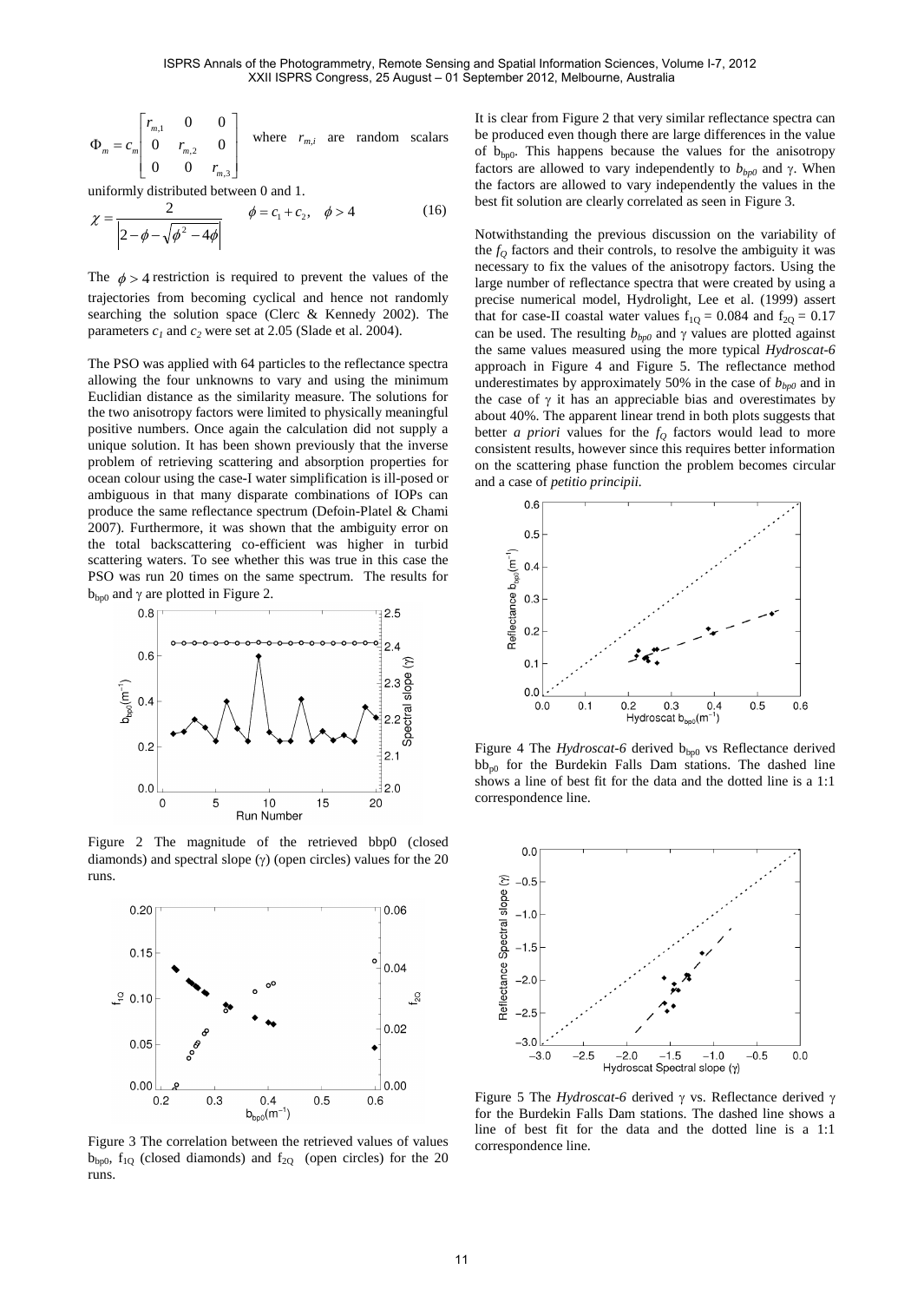$$\Phi_m = c_m \begin{bmatrix} r_{m,1} & 0 & 0 \\ 0 & r_{m,2} & 0 \\ 0 & 0 & r_{m,3} \end{bmatrix}$$ where $r_{m,i}$ are random scalars uniformly distributed between 0 and 1.

$$\chi = \frac{2}{\left|2 - \phi - \sqrt{\phi^2 - 4\phi}\right|} \qquad \phi = c_1 + c_2, \quad \phi > 4 \qquad (16)$$

The $\phi > 4$ restriction is required to prevent the values of the trajectories from becoming cyclical and hence not randomly searching the solution space (Clerc & Kennedy 2002). The parameters $c_1$ and $c_2$ were set at 2.05 (Slade et al. 2004).

The PSO was applied with 64 particles to the reflectance spectra allowing the four unknowns to vary and using the minimum Euclidian distance as the similarity measure. The solutions for the two anisotropy factors were limited to physically meaningful positive numbers. Once again the calculation did not supply a unique solution. It has been shown previously that the inverse problem of retrieving scattering and absorption properties for ocean colour using the case-I water simplification is ill-posed or ambiguous in that many disparate combinations of IOPs can produce the same reflectance spectrum (Defoin-Platel & Chami 2007). Furthermore, it was shown that the ambiguity error on the total backscattering co-efficient was higher in turbid scattering waters. To see whether this was true in this case the PSO was run 20 times on the same spectrum. The results for $b_{bp0}$ and $\gamma$ are plotted in Figure 2.

Figure 2 The magnitude of the retrieved bbp0 (closed diamonds) and spectral slope ($\gamma$) (open circles) values for the 20 runs.

Figure 3 The correlation between the retrieved values of values $b_{bp0}$, $f_{1Q}$ (closed diamonds) and $f_{2Q}$ (open circles) for the 20 runs.

It is clear from Figure 2 that very similar reflectance spectra can be produced even though there are large differences in the value of $b_{bp0}$. This happens because the values for the anisotropy factors are allowed to vary independently to $b_{bp0}$ and $\gamma$. When the factors are allowed to vary independently the values in the best fit solution are clearly correlated as seen in Figure 3.

Notwithstanding the previous discussion on the variability of the $f_Q$ factors and their controls, to resolve the ambiguity it was necessary to fix the values of the anisotropy factors. Using the large number of reflectance spectra that were created by using a precise numerical model, Hydrolight, Lee et al. (1999) assert that for case-II coastal water values $f_{1Q} = 0.084$ and $f_{2Q} = 0.17$ can be used. The resulting $b_{bp0}$ and $\gamma$ values are plotted against the same values measured using the more typical *Hydroscat-6* approach in Figure 4 and Figure 5. The reflectance method underestimates by approximately 50% in the case of $b_{bp0}$ and in the case of $\gamma$ it has an appreciable bias and overestimates by about 40%. The apparent linear trend in both plots suggests that better *a priori* values for the $f_Q$ factors would lead to more consistent results, however since this requires better information on the scattering phase function the problem becomes circular and a case of *petitio principii.*

Figure 4 The *Hydroscat-6* derived $b_{bp0}$ vs Reflectance derived $bb_{p0}$ for the Burdekin Falls Dam stations. The dashed line shows a line of best fit for the data and the dotted line is a 1:1 correspondence line.

Figure 5 The *Hydroscat-6* derived $\gamma$ vs. Reflectance derived $\gamma$ for the Burdekin Falls Dam stations. The dashed line shows a line of best fit for the data and the dotted line is a 1:1 correspondence line.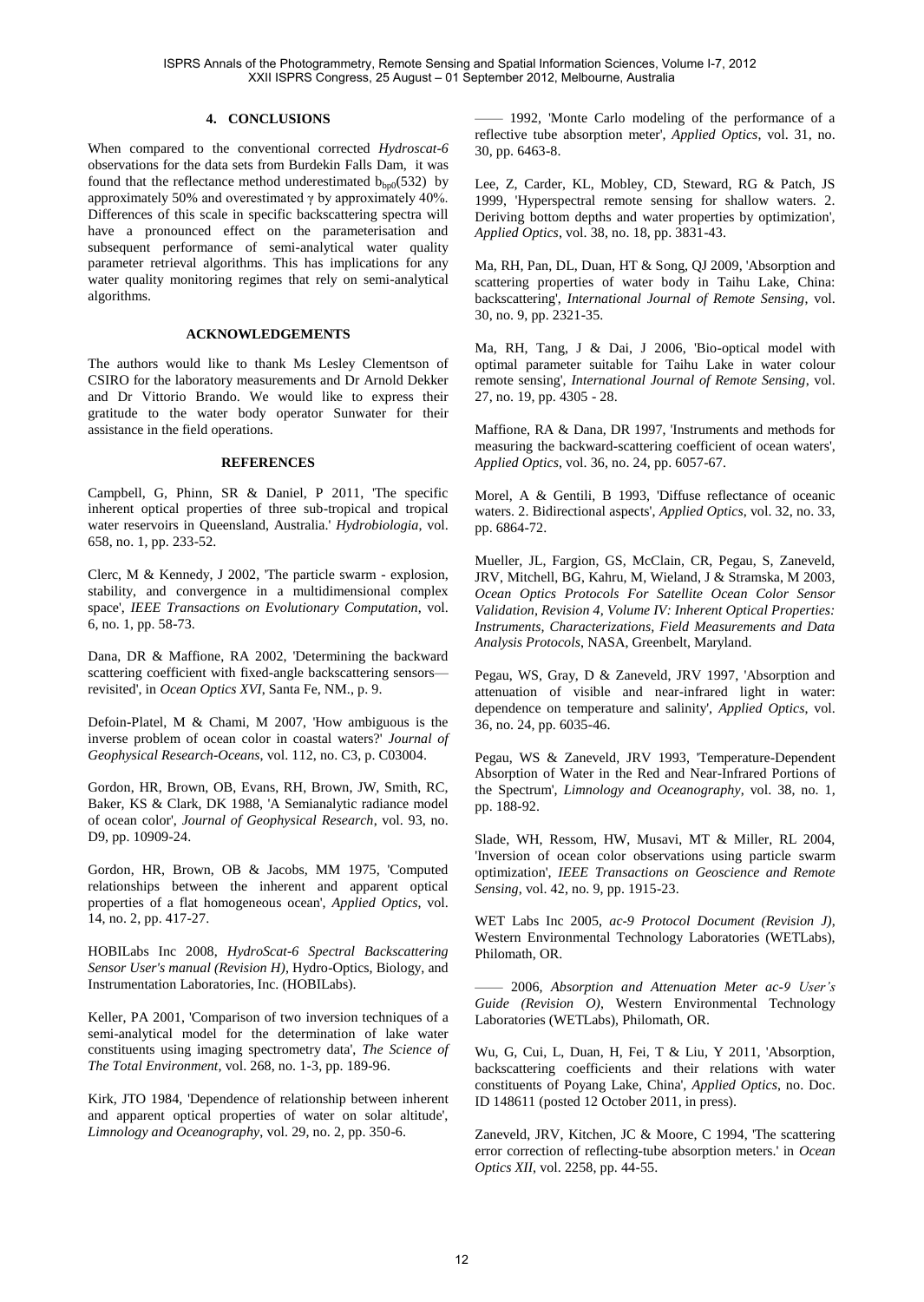## 4. CONCLUSIONS

When compared to the conventional corrected *Hydroscat-6* observations for the data sets from Burdekin Falls Dam, it was found that the reflectance method underestimated $b_{bp0}(532)$ by approximately 50% and overestimated $\gamma$ by approximately 40%. Differences of this scale in specific backscattering spectra will have a pronounced effect on the parameterisation and subsequent performance of semi-analytical water quality parameter retrieval algorithms. This has implications for any water quality monitoring regimes that rely on semi-analytical algorithms.

## ACKNOWLEDGEMENTS

The authors would like to thank Ms Lesley Clementson of CSIRO for the laboratory measurements and Dr Arnold Dekker and Dr Vittorio Brando. We would like to express their gratitude to the water body operator Sunwater for their assistance in the field operations.

## REFERENCES

Campbell, G, Phinn, SR & Daniel, P 2011, 'The specific inherent optical properties of three sub-tropical and tropical water reservoirs in Queensland, Australia.' *Hydrobiologia*, vol. 658, no. 1, pp. 233-52.

Clerc, M & Kennedy, J 2002, 'The particle swarm - explosion, stability, and convergence in a multidimensional complex space', *IEEE Transactions on Evolutionary Computation*, vol. 6, no. 1, pp. 58-73.

Dana, DR & Maffione, RA 2002, 'Determining the backward scattering coefficient with fixed-angle backscattering sensors—revisited', in *Ocean Optics XVI*, Santa Fe, NM., p. 9.

Defoin-Platel, M & Chami, M 2007, 'How ambiguous is the inverse problem of ocean color in coastal waters?' *Journal of Geophysical Research-Oceans*, vol. 112, no. C3, p. C03004.

Gordon, HR, Brown, OB, Evans, RH, Brown, JW, Smith, RC, Baker, KS & Clark, DK 1988, 'A Semianalytic radiance model of ocean color', *Journal of Geophysical Research*, vol. 93, no. D9, pp. 10909-24.

Gordon, HR, Brown, OB & Jacobs, MM 1975, 'Computed relationships between the inherent and apparent optical properties of a flat homogeneous ocean', *Applied Optics*, vol. 14, no. 2, pp. 417-27.

HOBILabs Inc 2008, *HydroScat-6 Spectral Backscattering Sensor User's manual (Revision H)*, Hydro-Optics, Biology, and Instrumentation Laboratories, Inc. (HOBILabs).

Keller, PA 2001, 'Comparison of two inversion techniques of a semi-analytical model for the determination of lake water constituents using imaging spectrometry data', *The Science of The Total Environment*, vol. 268, no. 1-3, pp. 189-96.

Kirk, JTO 1984, 'Dependence of relationship between inherent and apparent optical properties of water on solar altitude', *Limnology and Oceanography*, vol. 29, no. 2, pp. 350-6.

—— 1992, 'Monte Carlo modeling of the performance of a reflective tube absorption meter', *Applied Optics*, vol. 31, no. 30, pp. 6463-8.

Lee, Z, Carder, KL, Mobley, CD, Steward, RG & Patch, JS 1999, 'Hyperspectral remote sensing for shallow waters. 2. Deriving bottom depths and water properties by optimization', *Applied Optics*, vol. 38, no. 18, pp. 3831-43.

Ma, RH, Pan, DL, Duan, HT & Song, QJ 2009, 'Absorption and scattering properties of water body in Taihu Lake, China: backscattering', *International Journal of Remote Sensing*, vol. 30, no. 9, pp. 2321-35.

Ma, RH, Tang, J & Dai, J 2006, 'Bio-optical model with optimal parameter suitable for Taihu Lake in water colour remote sensing', *International Journal of Remote Sensing*, vol. 27, no. 19, pp. 4305 - 28.

Maffione, RA & Dana, DR 1997, 'Instruments and methods for measuring the backward-scattering coefficient of ocean waters', *Applied Optics*, vol. 36, no. 24, pp. 6057-67.

Morel, A & Gentili, B 1993, 'Diffuse reflectance of oceanic waters. 2. Bidirectional aspects', *Applied Optics*, vol. 32, no. 33, pp. 6864-72.

Mueller, JL, Fargion, GS, McClain, CR, Pegau, S, Zaneveld, JRV, Mitchell, BG, Kahru, M, Wieland, J & Stramska, M 2003, *Ocean Optics Protocols For Satellite Ocean Color Sensor Validation, Revision 4, Volume IV: Inherent Optical Properties: Instruments, Characterizations, Field Measurements and Data Analysis Protocols*, NASA, Greenbelt, Maryland.

Pegau, WS, Gray, D & Zaneveld, JRV 1997, 'Absorption and attenuation of visible and near-infrared light in water: dependence on temperature and salinity', *Applied Optics*, vol. 36, no. 24, pp. 6035-46.

Pegau, WS & Zaneveld, JRV 1993, 'Temperature-Dependent Absorption of Water in the Red and Near-Infrared Portions of the Spectrum', *Limnology and Oceanography*, vol. 38, no. 1, pp. 188-92.

Slade, WH, Ressom, HW, Musavi, MT & Miller, RL 2004, 'Inversion of ocean color observations using particle swarm optimization', *IEEE Transactions on Geoscience and Remote Sensing*, vol. 42, no. 9, pp. 1915-23.

WET Labs Inc 2005, *ac-9 Protocol Document (Revision J)*, Western Environmental Technology Laboratories (WETLabs), Philomath, OR.

—— 2006, *Absorption and Attenuation Meter ac-9 User's Guide (Revision O)*, Western Environmental Technology Laboratories (WETLabs), Philomath, OR.

Wu, G, Cui, L, Duan, H, Fei, T & Liu, Y 2011, 'Absorption, backscattering coefficients and their relations with water constituents of Poyang Lake, China', *Applied Optics*, no. Doc. ID 148611 (posted 12 October 2011, in press).

Zaneveld, JRV, Kitchen, JC & Moore, C 1994, 'The scattering error correction of reflecting-tube absorption meters.' in *Ocean Optics XII*, vol. 2258, pp. 44-55.